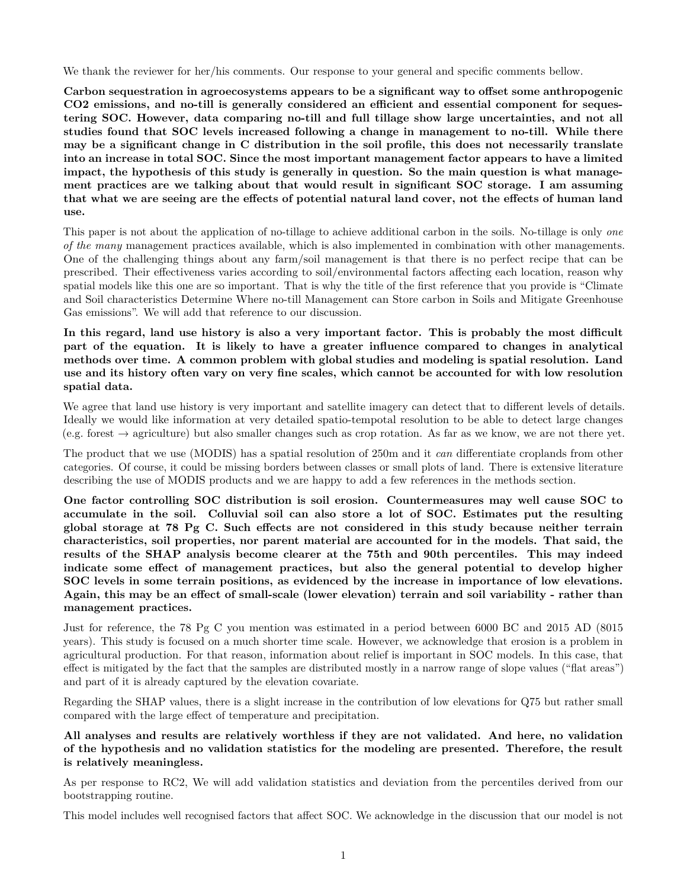We thank the reviewer for her/his comments. Our response to your general and specific comments bellow.

**Carbon sequestration in agroecosystems appears to be a significant way to offset some anthropogenic CO2 emissions, and no-till is generally considered an efficient and essential component for sequestering SOC. However, data comparing no-till and full tillage show large uncertainties, and not all studies found that SOC levels increased following a change in management to no-till. While there may be a significant change in C distribution in the soil profile, this does not necessarily translate into an increase in total SOC. Since the most important management factor appears to have a limited impact, the hypothesis of this study is generally in question. So the main question is what management practices are we talking about that would result in significant SOC storage. I am assuming that what we are seeing are the effects of potential natural land cover, not the effects of human land use.**

This paper is not about the application of no-tillage to achieve additional carbon in the soils. No-tillage is only *one of the many* management practices available, which is also implemented in combination with other managements. One of the challenging things about any farm/soil management is that there is no perfect recipe that can be prescribed. Their effectiveness varies according to soil/environmental factors affecting each location, reason why spatial models like this one are so important. That is why the title of the first reference that you provide is "Climate and Soil characteristics Determine Where no-till Management can Store carbon in Soils and Mitigate Greenhouse Gas emissions". We will add that reference to our discussion.

**In this regard, land use history is also a very important factor. This is probably the most difficult part of the equation. It is likely to have a greater influence compared to changes in analytical methods over time. A common problem with global studies and modeling is spatial resolution. Land use and its history often vary on very fine scales, which cannot be accounted for with low resolution spatial data.**

We agree that land use history is very important and satellite imagery can detect that to different levels of details. Ideally we would like information at very detailed spatio-tempotal resolution to be able to detect large changes (e.g. forest → agriculture) but also smaller changes such as crop rotation. As far as we know, we are not there yet.

The product that we use (MODIS) has a spatial resolution of 250m and it *can* differentiate croplands from other categories. Of course, it could be missing borders between classes or small plots of land. There is extensive literature describing the use of MODIS products and we are happy to add a few references in the methods section.

**One factor controlling SOC distribution is soil erosion. Countermeasures may well cause SOC to accumulate in the soil. Colluvial soil can also store a lot of SOC. Estimates put the resulting global storage at 78 Pg C. Such effects are not considered in this study because neither terrain characteristics, soil properties, nor parent material are accounted for in the models. That said, the results of the SHAP analysis become clearer at the 75th and 90th percentiles. This may indeed indicate some effect of management practices, but also the general potential to develop higher SOC levels in some terrain positions, as evidenced by the increase in importance of low elevations. Again, this may be an effect of small-scale (lower elevation) terrain and soil variability - rather than management practices.**

Just for reference, the 78 Pg C you mention was estimated in a period between 6000 BC and 2015 AD (8015 years). This study is focused on a much shorter time scale. However, we acknowledge that erosion is a problem in agricultural production. For that reason, information about relief is important in SOC models. In this case, that effect is mitigated by the fact that the samples are distributed mostly in a narrow range of slope values ("flat areas") and part of it is already captured by the elevation covariate.

Regarding the SHAP values, there is a slight increase in the contribution of low elevations for Q75 but rather small compared with the large effect of temperature and precipitation.

**All analyses and results are relatively worthless if they are not validated. And here, no validation of the hypothesis and no validation statistics for the modeling are presented. Therefore, the result is relatively meaningless.**

As per response to RC2, We will add validation statistics and deviation from the percentiles derived from our bootstrapping routine.

This model includes well recognised factors that affect SOC. We acknowledge in the discussion that our model is not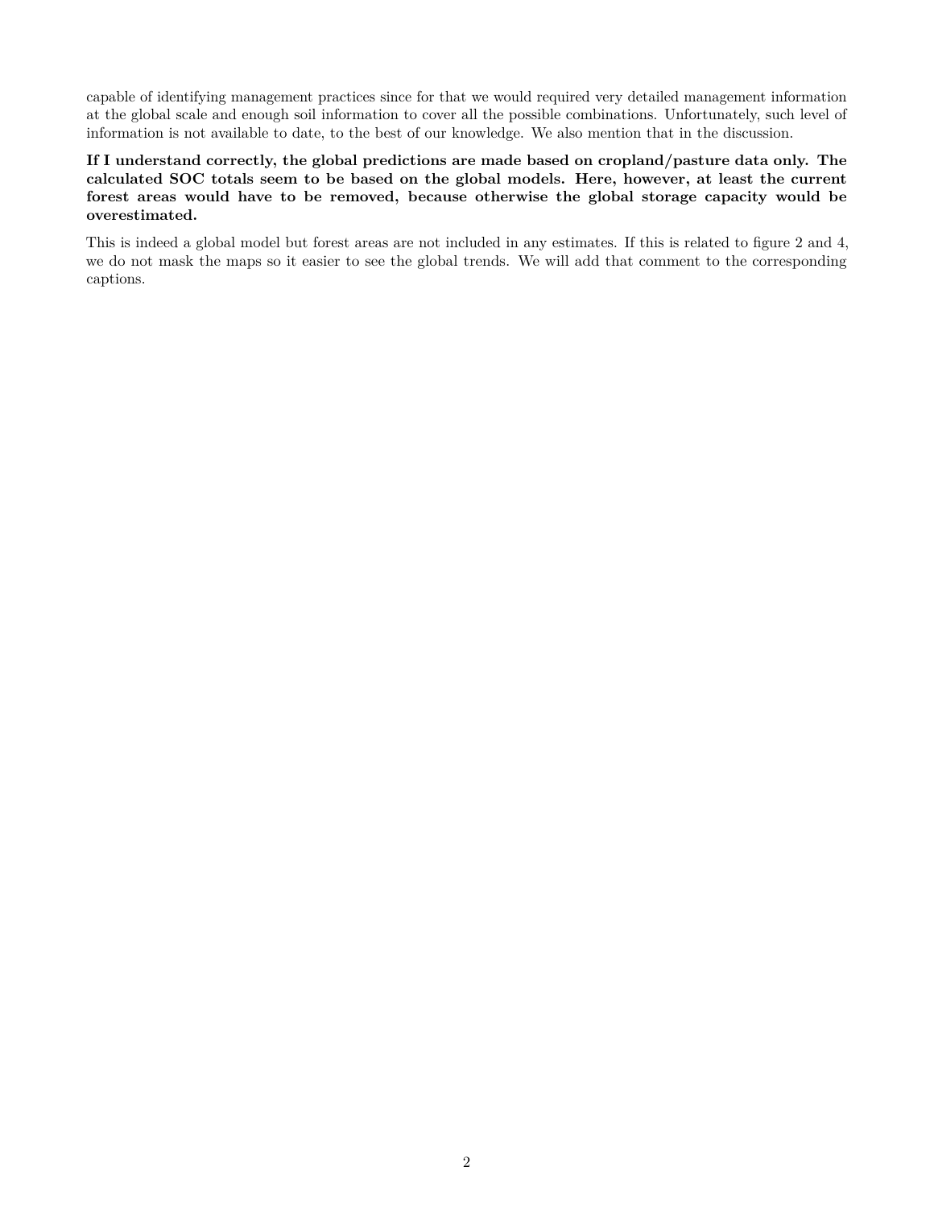capable of identifying management practices since for that we would required very detailed management information at the global scale and enough soil information to cover all the possible combinations. Unfortunately, such level of information is not available to date, to the best of our knowledge. We also mention that in the discussion.

**If I understand correctly, the global predictions are made based on cropland/pasture data only. The calculated SOC totals seem to be based on the global models. Here, however, at least the current forest areas would have to be removed, because otherwise the global storage capacity would be overestimated.**

This is indeed a global model but forest areas are not included in any estimates. If this is related to figure 2 and 4, we do not mask the maps so it easier to see the global trends. We will add that comment to the corresponding captions.